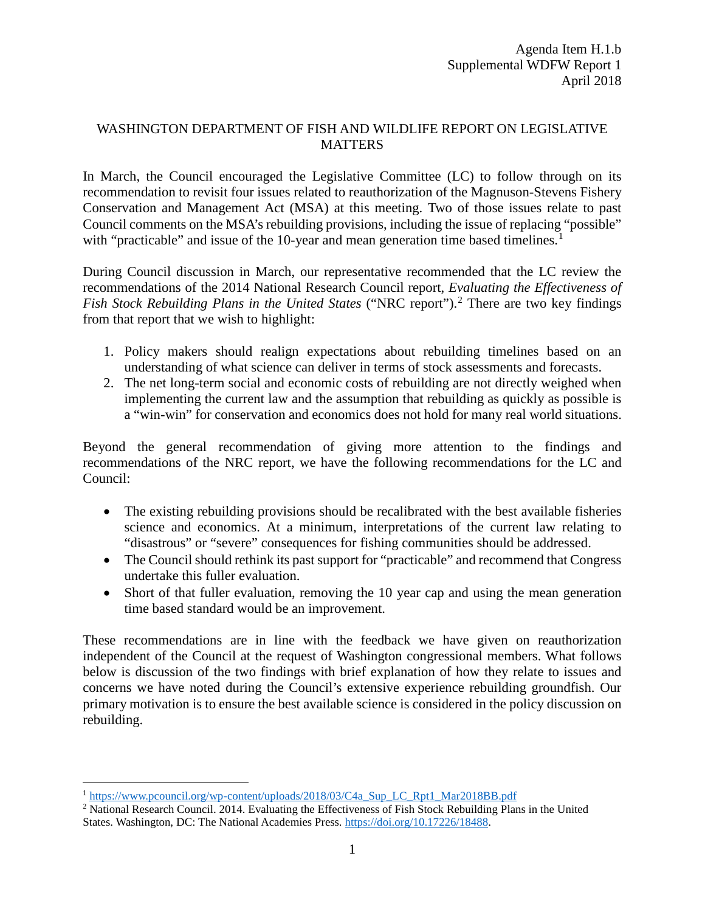Agenda Item H.1.b
Supplemental WDFW Report 1
April 2018

# WASHINGTON DEPARTMENT OF FISH AND WILDLIFE REPORT ON LEGISLATIVE MATTERS

In March, the Council encouraged the Legislative Committee (LC) to follow through on its recommendation to revisit four issues related to reauthorization of the Magnuson-Stevens Fishery Conservation and Management Act (MSA) at this meeting. Two of those issues relate to past Council comments on the MSA's rebuilding provisions, including the issue of replacing "possible" with "practicable" and issue of the 10-year and mean generation time based timelines.[1]

During Council discussion in March, our representative recommended that the LC review the recommendations of the 2014 National Research Council report, *Evaluating the Effectiveness of Fish Stock Rebuilding Plans in the United States* ("NRC report").[2] There are two key findings from that report that we wish to highlight:

1. Policy makers should realign expectations about rebuilding timelines based on an understanding of what science can deliver in terms of stock assessments and forecasts.
2. The net long-term social and economic costs of rebuilding are not directly weighed when implementing the current law and the assumption that rebuilding as quickly as possible is a "win-win" for conservation and economics does not hold for many real world situations.

Beyond the general recommendation of giving more attention to the findings and recommendations of the NRC report, we have the following recommendations for the LC and Council:

- The existing rebuilding provisions should be recalibrated with the best available fisheries science and economics. At a minimum, interpretations of the current law relating to "disastrous" or "severe" consequences for fishing communities should be addressed.
- The Council should rethink its past support for "practicable" and recommend that Congress undertake this fuller evaluation.
- Short of that fuller evaluation, removing the 10 year cap and using the mean generation time based standard would be an improvement.

These recommendations are in line with the feedback we have given on reauthorization independent of the Council at the request of Washington congressional members. What follows below is discussion of the two findings with brief explanation of how they relate to issues and concerns we have noted during the Council's extensive experience rebuilding groundfish. Our primary motivation is to ensure the best available science is considered in the policy discussion on rebuilding.

---

[1] https://www.pcouncil.org/wp-content/uploads/2018/03/C4a_Sup_LC_Rpt1_Mar2018BB.pdf

[2] National Research Council. 2014. Evaluating the Effectiveness of Fish Stock Rebuilding Plans in the United States. Washington, DC: The National Academies Press. https://doi.org/10.17226/18488.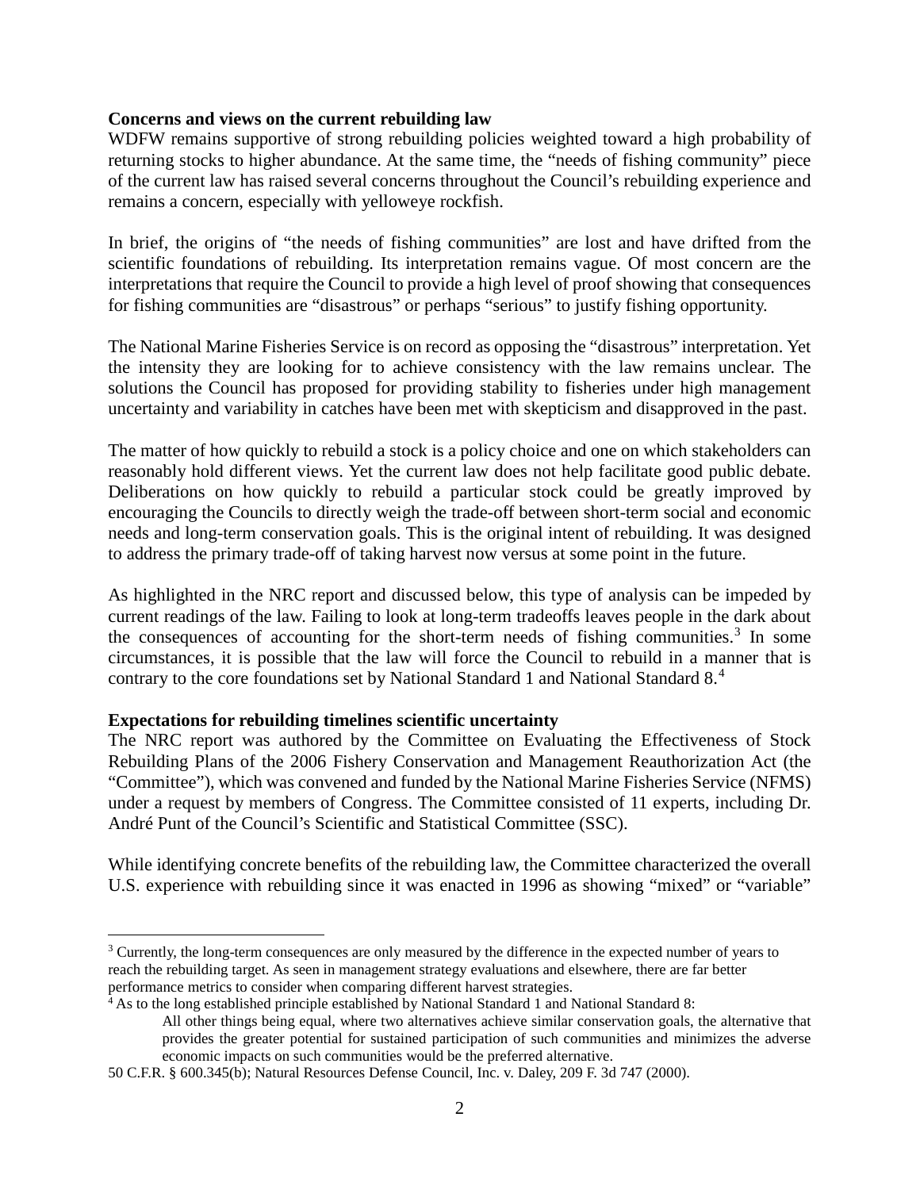**Concerns and views on the current rebuilding law**

WDFW remains supportive of strong rebuilding policies weighted toward a high probability of returning stocks to higher abundance. At the same time, the "needs of fishing community" piece of the current law has raised several concerns throughout the Council's rebuilding experience and remains a concern, especially with yelloweye rockfish.

In brief, the origins of "the needs of fishing communities" are lost and have drifted from the scientific foundations of rebuilding. Its interpretation remains vague. Of most concern are the interpretations that require the Council to provide a high level of proof showing that consequences for fishing communities are "disastrous" or perhaps "serious" to justify fishing opportunity.

The National Marine Fisheries Service is on record as opposing the "disastrous" interpretation. Yet the intensity they are looking for to achieve consistency with the law remains unclear. The solutions the Council has proposed for providing stability to fisheries under high management uncertainty and variability in catches have been met with skepticism and disapproved in the past.

The matter of how quickly to rebuild a stock is a policy choice and one on which stakeholders can reasonably hold different views. Yet the current law does not help facilitate good public debate. Deliberations on how quickly to rebuild a particular stock could be greatly improved by encouraging the Councils to directly weigh the trade-off between short-term social and economic needs and long-term conservation goals. This is the original intent of rebuilding. It was designed to address the primary trade-off of taking harvest now versus at some point in the future.

As highlighted in the NRC report and discussed below, this type of analysis can be impeded by current readings of the law. Failing to look at long-term tradeoffs leaves people in the dark about the consequences of accounting for the short-term needs of fishing communities.[3] In some circumstances, it is possible that the law will force the Council to rebuild in a manner that is contrary to the core foundations set by National Standard 1 and National Standard 8.[4]

**Expectations for rebuilding timelines scientific uncertainty**

The NRC report was authored by the Committee on Evaluating the Effectiveness of Stock Rebuilding Plans of the 2006 Fishery Conservation and Management Reauthorization Act (the "Committee"), which was convened and funded by the National Marine Fisheries Service (NFMS) under a request by members of Congress. The Committee consisted of 11 experts, including Dr. André Punt of the Council's Scientific and Statistical Committee (SSC).

While identifying concrete benefits of the rebuilding law, the Committee characterized the overall U.S. experience with rebuilding since it was enacted in 1996 as showing "mixed" or "variable"

---

[3] Currently, the long-term consequences are only measured by the difference in the expected number of years to reach the rebuilding target. As seen in management strategy evaluations and elsewhere, there are far better performance metrics to consider when comparing different harvest strategies.

[4] As to the long established principle established by National Standard 1 and National Standard 8:

> All other things being equal, where two alternatives achieve similar conservation goals, the alternative that provides the greater potential for sustained participation of such communities and minimizes the adverse economic impacts on such communities would be the preferred alternative.

50 C.F.R. § 600.345(b); Natural Resources Defense Council, Inc. v. Daley, 209 F. 3d 747 (2000).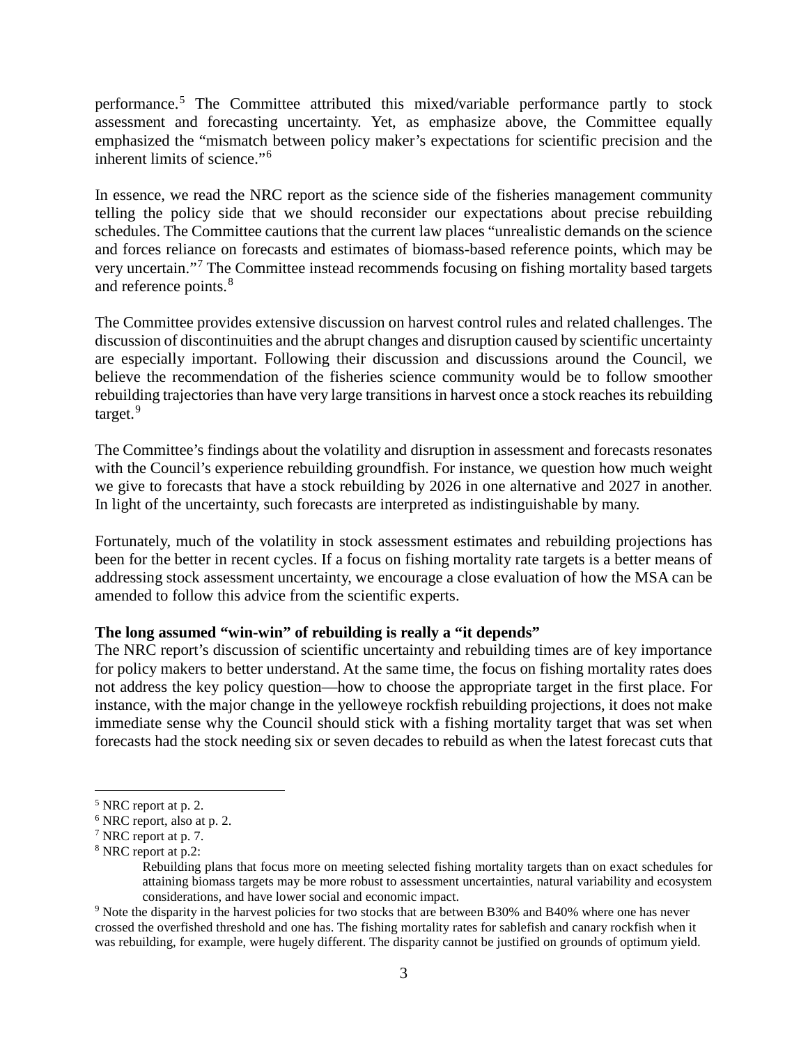performance.[5] The Committee attributed this mixed/variable performance partly to stock assessment and forecasting uncertainty. Yet, as emphasize above, the Committee equally emphasized the "mismatch between policy maker's expectations for scientific precision and the inherent limits of science."[6]

In essence, we read the NRC report as the science side of the fisheries management community telling the policy side that we should reconsider our expectations about precise rebuilding schedules. The Committee cautions that the current law places "unrealistic demands on the science and forces reliance on forecasts and estimates of biomass-based reference points, which may be very uncertain."[7] The Committee instead recommends focusing on fishing mortality based targets and reference points.[8]

The Committee provides extensive discussion on harvest control rules and related challenges. The discussion of discontinuities and the abrupt changes and disruption caused by scientific uncertainty are especially important. Following their discussion and discussions around the Council, we believe the recommendation of the fisheries science community would be to follow smoother rebuilding trajectories than have very large transitions in harvest once a stock reaches its rebuilding target.[9]

The Committee's findings about the volatility and disruption in assessment and forecasts resonates with the Council's experience rebuilding groundfish. For instance, we question how much weight we give to forecasts that have a stock rebuilding by 2026 in one alternative and 2027 in another. In light of the uncertainty, such forecasts are interpreted as indistinguishable by many.

Fortunately, much of the volatility in stock assessment estimates and rebuilding projections has been for the better in recent cycles. If a focus on fishing mortality rate targets is a better means of addressing stock assessment uncertainty, we encourage a close evaluation of how the MSA can be amended to follow this advice from the scientific experts.

**The long assumed "win-win" of rebuilding is really a "it depends"**

The NRC report's discussion of scientific uncertainty and rebuilding times are of key importance for policy makers to better understand. At the same time, the focus on fishing mortality rates does not address the key policy question—how to choose the appropriate target in the first place. For instance, with the major change in the yelloweye rockfish rebuilding projections, it does not make immediate sense why the Council should stick with a fishing mortality target that was set when forecasts had the stock needing six or seven decades to rebuild as when the latest forecast cuts that

---

[5] NRC report at p. 2.

[6] NRC report, also at p. 2.

[7] NRC report at p. 7.

[8] NRC report at p.2:

> Rebuilding plans that focus more on meeting selected fishing mortality targets than on exact schedules for attaining biomass targets may be more robust to assessment uncertainties, natural variability and ecosystem considerations, and have lower social and economic impact.

[9] Note the disparity in the harvest policies for two stocks that are between B30% and B40% where one has never crossed the overfished threshold and one has. The fishing mortality rates for sablefish and canary rockfish when it was rebuilding, for example, were hugely different. The disparity cannot be justified on grounds of optimum yield.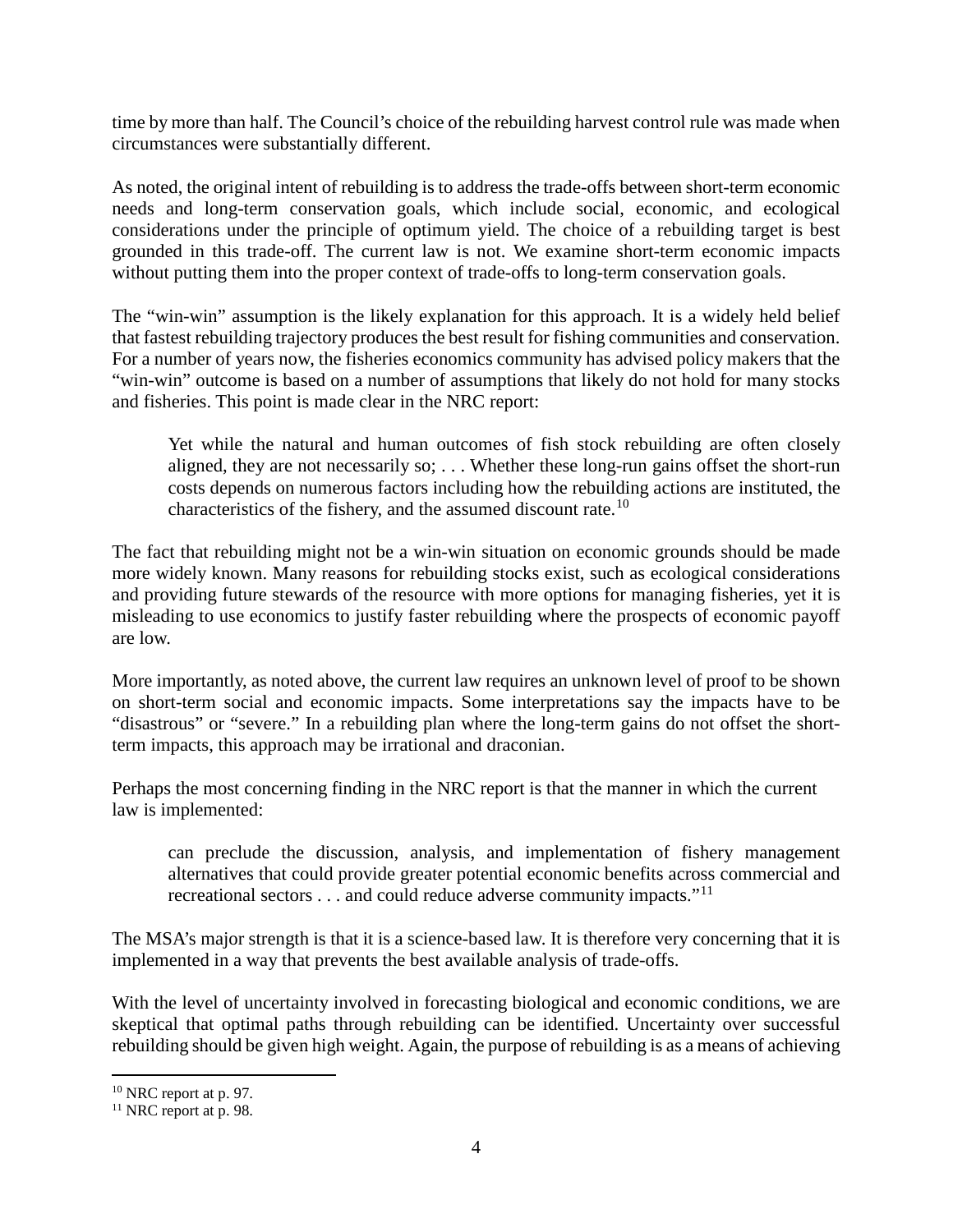time by more than half. The Council's choice of the rebuilding harvest control rule was made when circumstances were substantially different.

As noted, the original intent of rebuilding is to address the trade-offs between short-term economic needs and long-term conservation goals, which include social, economic, and ecological considerations under the principle of optimum yield. The choice of a rebuilding target is best grounded in this trade-off. The current law is not. We examine short-term economic impacts without putting them into the proper context of trade-offs to long-term conservation goals.

The "win-win" assumption is the likely explanation for this approach. It is a widely held belief that fastest rebuilding trajectory produces the best result for fishing communities and conservation. For a number of years now, the fisheries economics community has advised policy makers that the "win-win" outcome is based on a number of assumptions that likely do not hold for many stocks and fisheries. This point is made clear in the NRC report:

> Yet while the natural and human outcomes of fish stock rebuilding are often closely aligned, they are not necessarily so; . . . Whether these long-run gains offset the short-run costs depends on numerous factors including how the rebuilding actions are instituted, the characteristics of the fishery, and the assumed discount rate.[10]

The fact that rebuilding might not be a win-win situation on economic grounds should be made more widely known. Many reasons for rebuilding stocks exist, such as ecological considerations and providing future stewards of the resource with more options for managing fisheries, yet it is misleading to use economics to justify faster rebuilding where the prospects of economic payoff are low.

More importantly, as noted above, the current law requires an unknown level of proof to be shown on short-term social and economic impacts. Some interpretations say the impacts have to be "disastrous" or "severe." In a rebuilding plan where the long-term gains do not offset the short-term impacts, this approach may be irrational and draconian.

Perhaps the most concerning finding in the NRC report is that the manner in which the current law is implemented:

> can preclude the discussion, analysis, and implementation of fishery management alternatives that could provide greater potential economic benefits across commercial and recreational sectors . . . and could reduce adverse community impacts."[11]

The MSA's major strength is that it is a science-based law. It is therefore very concerning that it is implemented in a way that prevents the best available analysis of trade-offs.

With the level of uncertainty involved in forecasting biological and economic conditions, we are skeptical that optimal paths through rebuilding can be identified. Uncertainty over successful rebuilding should be given high weight. Again, the purpose of rebuilding is as a means of achieving

---

[10] NRC report at p. 97.

[11] NRC report at p. 98.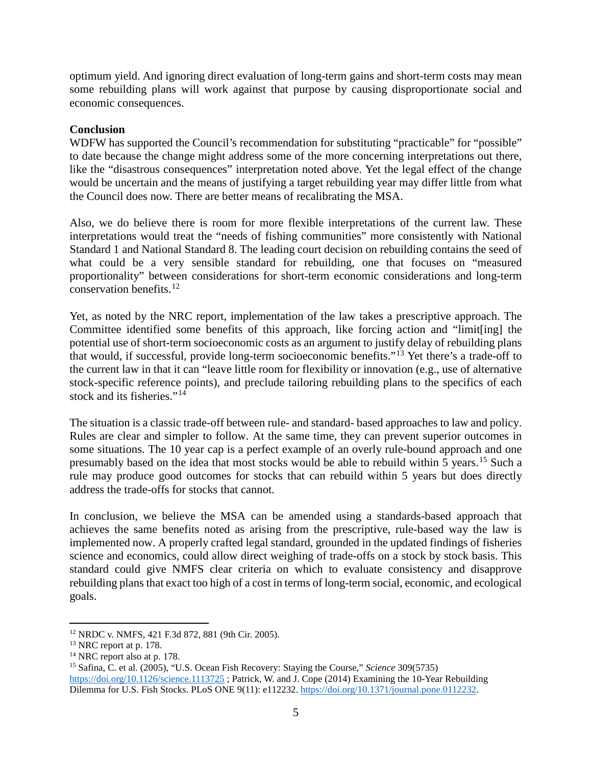optimum yield. And ignoring direct evaluation of long-term gains and short-term costs may mean some rebuilding plans will work against that purpose by causing disproportionate social and economic consequences.

**Conclusion**

WDFW has supported the Council's recommendation for substituting "practicable" for "possible" to date because the change might address some of the more concerning interpretations out there, like the "disastrous consequences" interpretation noted above. Yet the legal effect of the change would be uncertain and the means of justifying a target rebuilding year may differ little from what the Council does now. There are better means of recalibrating the MSA.

Also, we do believe there is room for more flexible interpretations of the current law. These interpretations would treat the "needs of fishing communities" more consistently with National Standard 1 and National Standard 8. The leading court decision on rebuilding contains the seed of what could be a very sensible standard for rebuilding, one that focuses on "measured proportionality" between considerations for short-term economic considerations and long-term conservation benefits.[12]

Yet, as noted by the NRC report, implementation of the law takes a prescriptive approach. The Committee identified some benefits of this approach, like forcing action and "limit[ing] the potential use of short-term socioeconomic costs as an argument to justify delay of rebuilding plans that would, if successful, provide long-term socioeconomic benefits."[13] Yet there's a trade-off to the current law in that it can "leave little room for flexibility or innovation (e.g., use of alternative stock-specific reference points), and preclude tailoring rebuilding plans to the specifics of each stock and its fisheries."[14]

The situation is a classic trade-off between rule- and standard- based approaches to law and policy. Rules are clear and simpler to follow. At the same time, they can prevent superior outcomes in some situations. The 10 year cap is a perfect example of an overly rule-bound approach and one presumably based on the idea that most stocks would be able to rebuild within 5 years.[15] Such a rule may produce good outcomes for stocks that can rebuild within 5 years but does directly address the trade-offs for stocks that cannot.

In conclusion, we believe the MSA can be amended using a standards-based approach that achieves the same benefits noted as arising from the prescriptive, rule-based way the law is implemented now. A properly crafted legal standard, grounded in the updated findings of fisheries science and economics, could allow direct weighing of trade-offs on a stock by stock basis. This standard could give NMFS clear criteria on which to evaluate consistency and disapprove rebuilding plans that exact too high of a cost in terms of long-term social, economic, and ecological goals.

---

[12] NRDC v. NMFS, 421 F.3d 872, 881 (9th Cir. 2005).

[13] NRC report at p. 178.

[14] NRC report also at p. 178.

[15] Safina, C. et al. (2005), "U.S. Ocean Fish Recovery: Staying the Course," *Science* 309(5735) https://doi.org/10.1126/science.1113725 ; Patrick, W. and J. Cope (2014) Examining the 10-Year Rebuilding Dilemma for U.S. Fish Stocks. PLoS ONE 9(11): e112232. https://doi.org/10.1371/journal.pone.0112232.